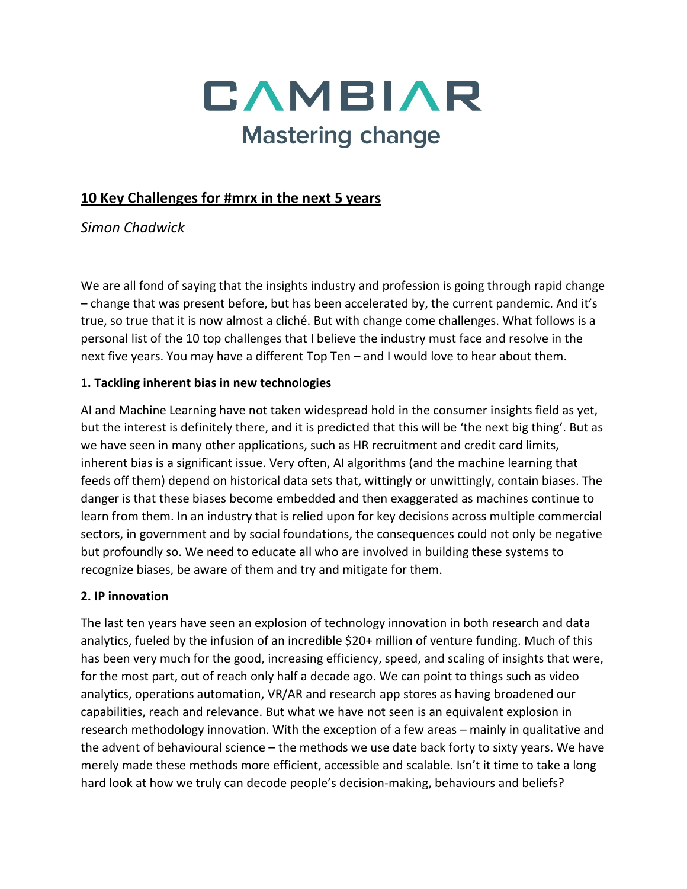CAMBIAR

Mastering change

# 10 Key Challenges for #mrx in the next 5 years

*Simon Chadwick*

We are all fond of saying that the insights industry and profession is going through rapid change – change that was present before, but has been accelerated by, the current pandemic. And it's true, so true that it is now almost a cliché. But with change come challenges. What follows is a personal list of the 10 top challenges that I believe the industry must face and resolve in the next five years. You may have a different Top Ten – and I would love to hear about them.

**1. Tackling inherent bias in new technologies**

AI and Machine Learning have not taken widespread hold in the consumer insights field as yet, but the interest is definitely there, and it is predicted that this will be 'the next big thing'. But as we have seen in many other applications, such as HR recruitment and credit card limits, inherent bias is a significant issue. Very often, AI algorithms (and the machine learning that feeds off them) depend on historical data sets that, wittingly or unwittingly, contain biases. The danger is that these biases become embedded and then exaggerated as machines continue to learn from them. In an industry that is relied upon for key decisions across multiple commercial sectors, in government and by social foundations, the consequences could not only be negative but profoundly so. We need to educate all who are involved in building these systems to recognize biases, be aware of them and try and mitigate for them.

**2. IP innovation**

The last ten years have seen an explosion of technology innovation in both research and data analytics, fueled by the infusion of an incredible $20+ million of venture funding. Much of this has been very much for the good, increasing efficiency, speed, and scaling of insights that were, for the most part, out of reach only half a decade ago. We can point to things such as video analytics, operations automation, VR/AR and research app stores as having broadened our capabilities, reach and relevance. But what we have not seen is an equivalent explosion in research methodology innovation. With the exception of a few areas – mainly in qualitative and the advent of behavioural science – the methods we use date back forty to sixty years. We have merely made these methods more efficient, accessible and scalable. Isn't it time to take a long hard look at how we truly can decode people's decision-making, behaviours and beliefs?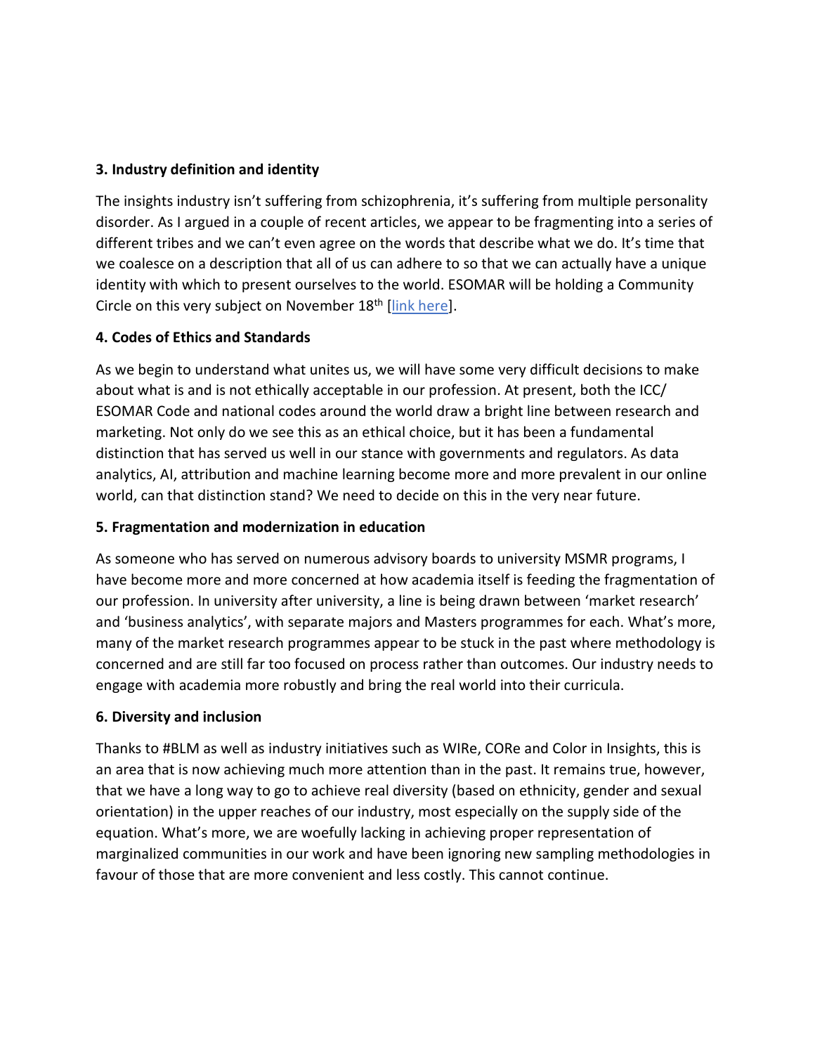**3. Industry definition and identity**

The insights industry isn't suffering from schizophrenia, it's suffering from multiple personality disorder. As I argued in a couple of recent articles, we appear to be fragmenting into a series of different tribes and we can't even agree on the words that describe what we do. It's time that we coalesce on a description that all of us can adhere to so that we can actually have a unique identity with which to present ourselves to the world. ESOMAR will be holding a Community Circle on this very subject on November 18th [link here].

**4. Codes of Ethics and Standards**

As we begin to understand what unites us, we will have some very difficult decisions to make about what is and is not ethically acceptable in our profession. At present, both the ICC/ ESOMAR Code and national codes around the world draw a bright line between research and marketing. Not only do we see this as an ethical choice, but it has been a fundamental distinction that has served us well in our stance with governments and regulators. As data analytics, AI, attribution and machine learning become more and more prevalent in our online world, can that distinction stand? We need to decide on this in the very near future.

**5. Fragmentation and modernization in education**

As someone who has served on numerous advisory boards to university MSMR programs, I have become more and more concerned at how academia itself is feeding the fragmentation of our profession. In university after university, a line is being drawn between 'market research' and 'business analytics', with separate majors and Masters programmes for each. What's more, many of the market research programmes appear to be stuck in the past where methodology is concerned and are still far too focused on process rather than outcomes. Our industry needs to engage with academia more robustly and bring the real world into their curricula.

**6. Diversity and inclusion**

Thanks to #BLM as well as industry initiatives such as WIRe, CORe and Color in Insights, this is an area that is now achieving much more attention than in the past. It remains true, however, that we have a long way to go to achieve real diversity (based on ethnicity, gender and sexual orientation) in the upper reaches of our industry, most especially on the supply side of the equation. What's more, we are woefully lacking in achieving proper representation of marginalized communities in our work and have been ignoring new sampling methodologies in favour of those that are more convenient and less costly. This cannot continue.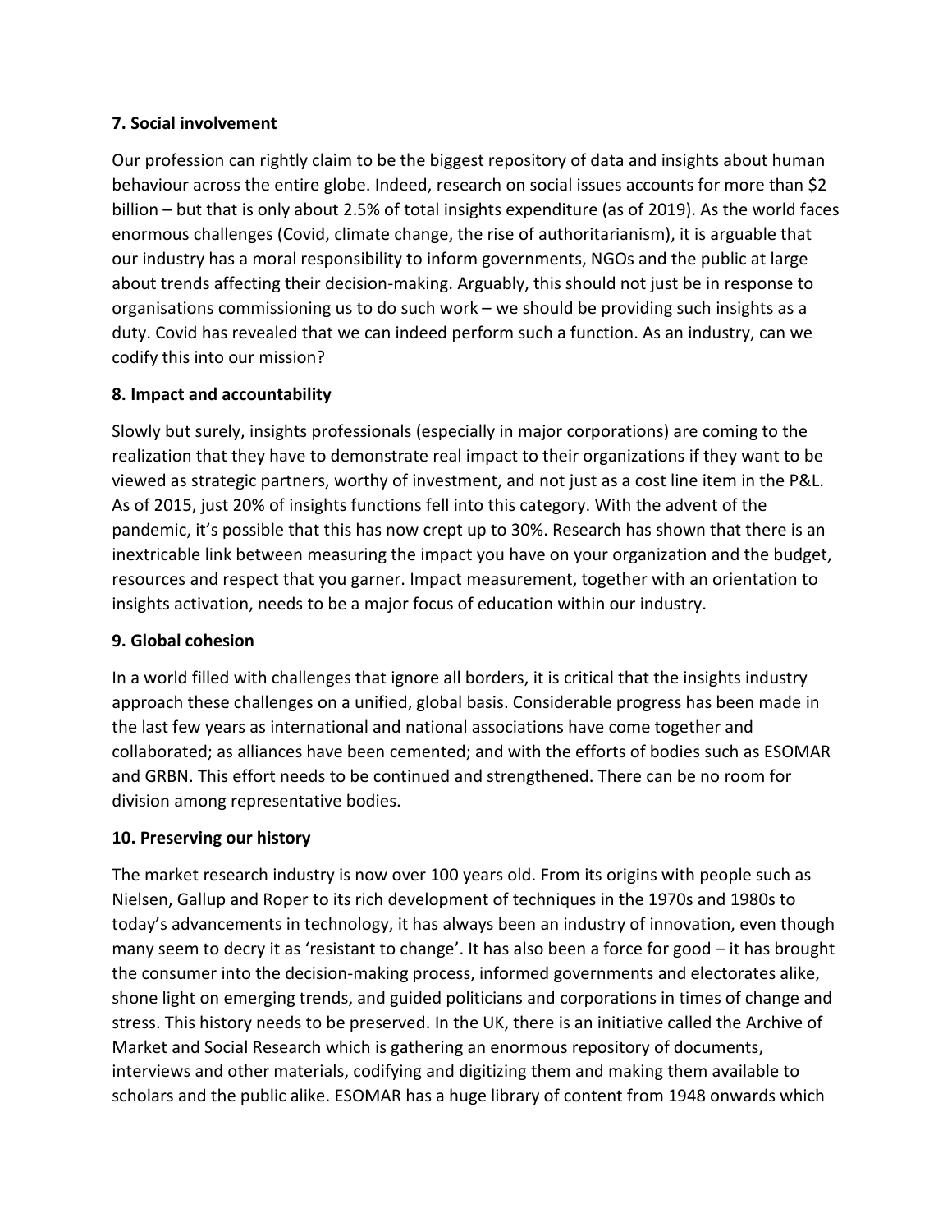**7. Social involvement**

Our profession can rightly claim to be the biggest repository of data and insights about human behaviour across the entire globe. Indeed, research on social issues accounts for more than $2 billion – but that is only about 2.5% of total insights expenditure (as of 2019). As the world faces enormous challenges (Covid, climate change, the rise of authoritarianism), it is arguable that our industry has a moral responsibility to inform governments, NGOs and the public at large about trends affecting their decision-making. Arguably, this should not just be in response to organisations commissioning us to do such work – we should be providing such insights as a duty. Covid has revealed that we can indeed perform such a function. As an industry, can we codify this into our mission?

**8. Impact and accountability**

Slowly but surely, insights professionals (especially in major corporations) are coming to the realization that they have to demonstrate real impact to their organizations if they want to be viewed as strategic partners, worthy of investment, and not just as a cost line item in the P&L. As of 2015, just 20% of insights functions fell into this category. With the advent of the pandemic, it's possible that this has now crept up to 30%. Research has shown that there is an inextricable link between measuring the impact you have on your organization and the budget, resources and respect that you garner. Impact measurement, together with an orientation to insights activation, needs to be a major focus of education within our industry.

**9. Global cohesion**

In a world filled with challenges that ignore all borders, it is critical that the insights industry approach these challenges on a unified, global basis. Considerable progress has been made in the last few years as international and national associations have come together and collaborated; as alliances have been cemented; and with the efforts of bodies such as ESOMAR and GRBN. This effort needs to be continued and strengthened. There can be no room for division among representative bodies.

**10. Preserving our history**

The market research industry is now over 100 years old. From its origins with people such as Nielsen, Gallup and Roper to its rich development of techniques in the 1970s and 1980s to today's advancements in technology, it has always been an industry of innovation, even though many seem to decry it as 'resistant to change'. It has also been a force for good – it has brought the consumer into the decision-making process, informed governments and electorates alike, shone light on emerging trends, and guided politicians and corporations in times of change and stress. This history needs to be preserved. In the UK, there is an initiative called the Archive of Market and Social Research which is gathering an enormous repository of documents, interviews and other materials, codifying and digitizing them and making them available to scholars and the public alike. ESOMAR has a huge library of content from 1948 onwards which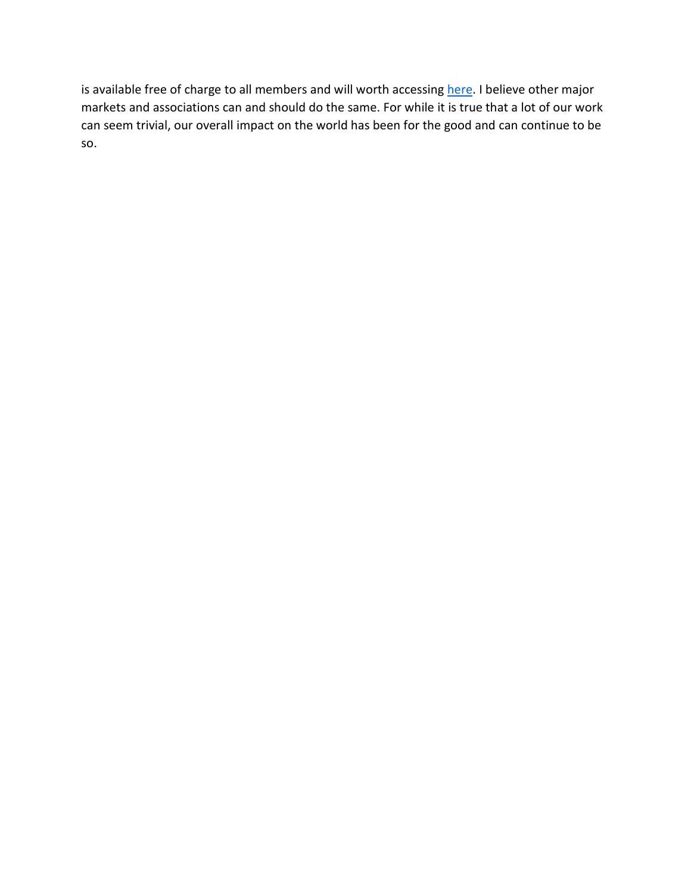is available free of charge to all members and will worth accessing here. I believe other major markets and associations can and should do the same. For while it is true that a lot of our work can seem trivial, our overall impact on the world has been for the good and can continue to be so.